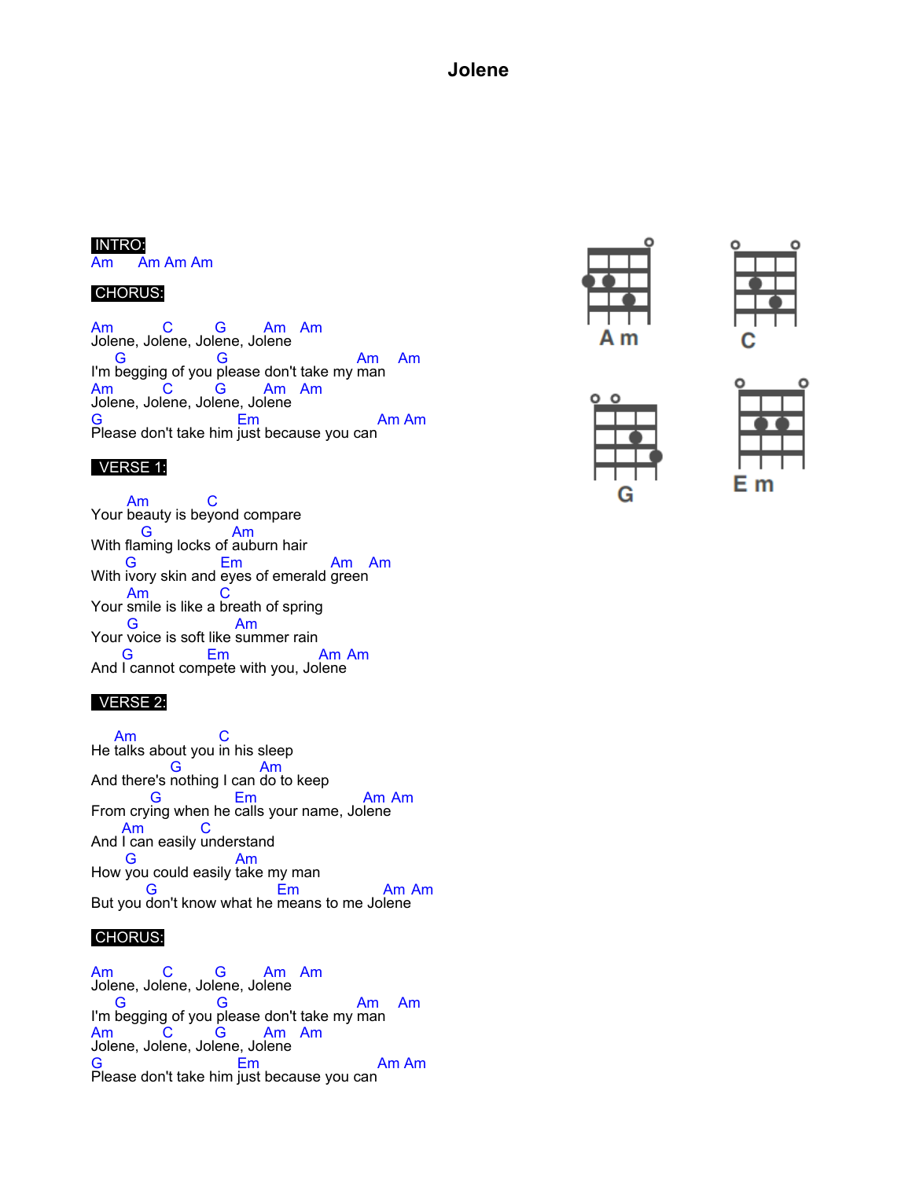# Jolene

**INTRO:**

```
Am      Am Am Am
```

**CHORUS:**

```
Am         C        G       Am   Am
Jolene, Jolene, Jolene, Jolene
    G                G                        Am     Am
I'm begging of you please don't take my man
Am         C        G       Am   Am
Jolene, Jolene, Jolene, Jolene
G                          Em                     Am Am
Please don't take him just because you can
```

**VERSE 1:**

```
      Am           C
Your beauty is beyond compare
        G              Am
With flaming locks of auburn hair
      G             Em                Am    Am
With ivory skin and eyes of emerald green
      Am          C
Your smile is like a breath of spring
       G                 Am
Your voice is soft like summer rain
     G           Em                 Am Am
And I cannot compete with you, Jolene
```

**VERSE 2:**

```
    Am                C
He talks about you in his sleep
            G              Am
And there's nothing I can do to keep
          G            Em                Am Am
From crying when he calls your name, Jolene
     Am          C
And I can easily understand
      G                  Am
How you could easily take my man
         G                   Em              Am Am
But you don't know what he means to me Jolene
```

**CHORUS:**

```
Am         C        G       Am   Am
Jolene, Jolene, Jolene, Jolene
    G                G                        Am     Am
I'm begging of you please don't take my man
Am         C        G       Am   Am
Jolene, Jolene, Jolene, Jolene
G                          Em                     Am Am
Please don't take him just because you can
```

Am

C

G

Em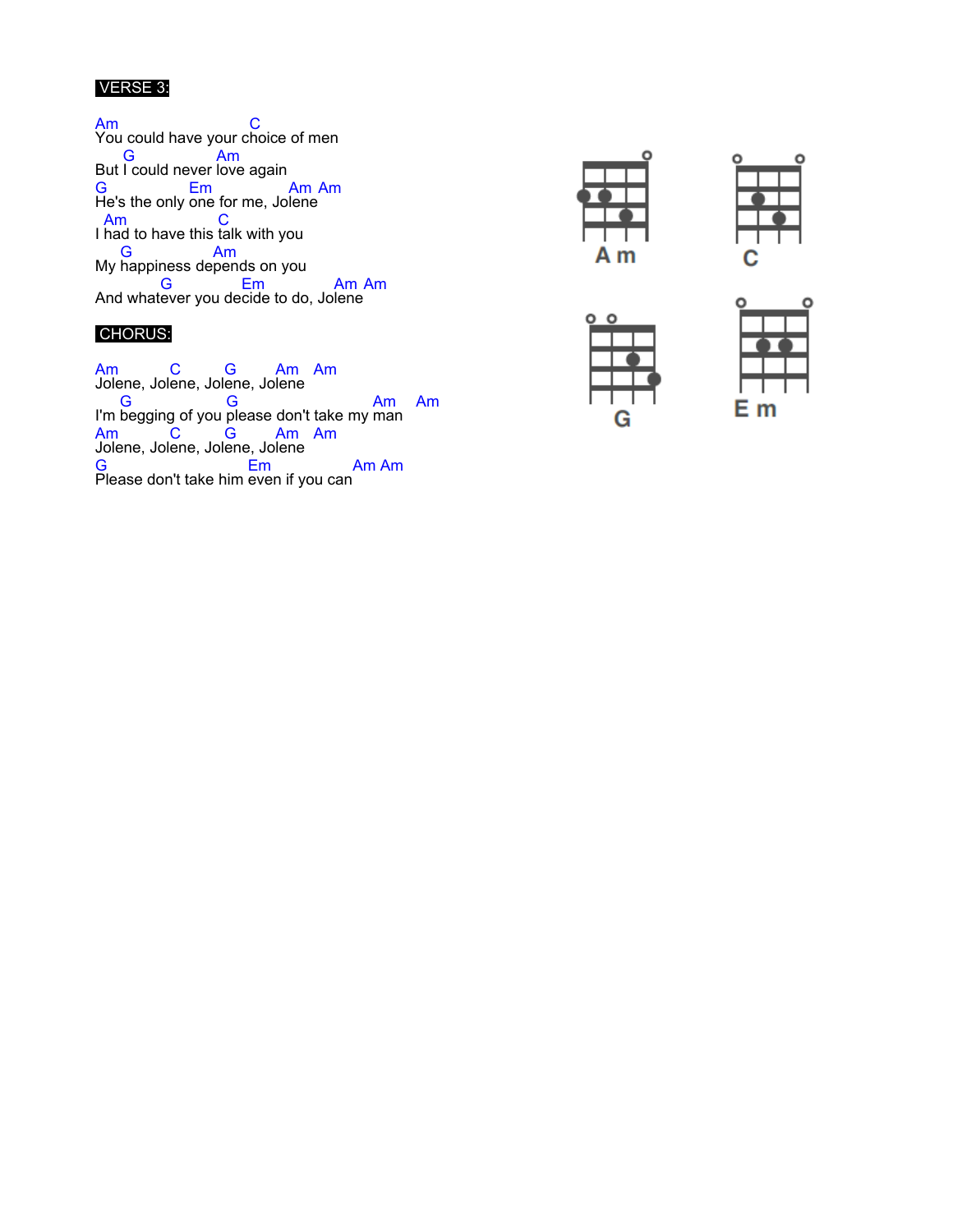**VERSE 3:**

```
Am                      C
You could have your choice of men
     G             Am
But I could never love again
G              Em             Am  Am
He's the only one for me, Jolene
 Am              C
I had to have this talk with you
    G             Am
My happiness depends on you
             G            Em              Am  Am
And whatever you decide to do, Jolene
```

**CHORUS:**

```
Am          C         G        Am    Am
Jolene, Jolene, Jolene, Jolene
    G                G                         Am     Am
I'm begging of you please don't take my man
Am          C         G        Am    Am
Jolene, Jolene, Jolene, Jolene
G                            Em            Am Am
Please don't take him even if you can
```

Am

C

G

Em